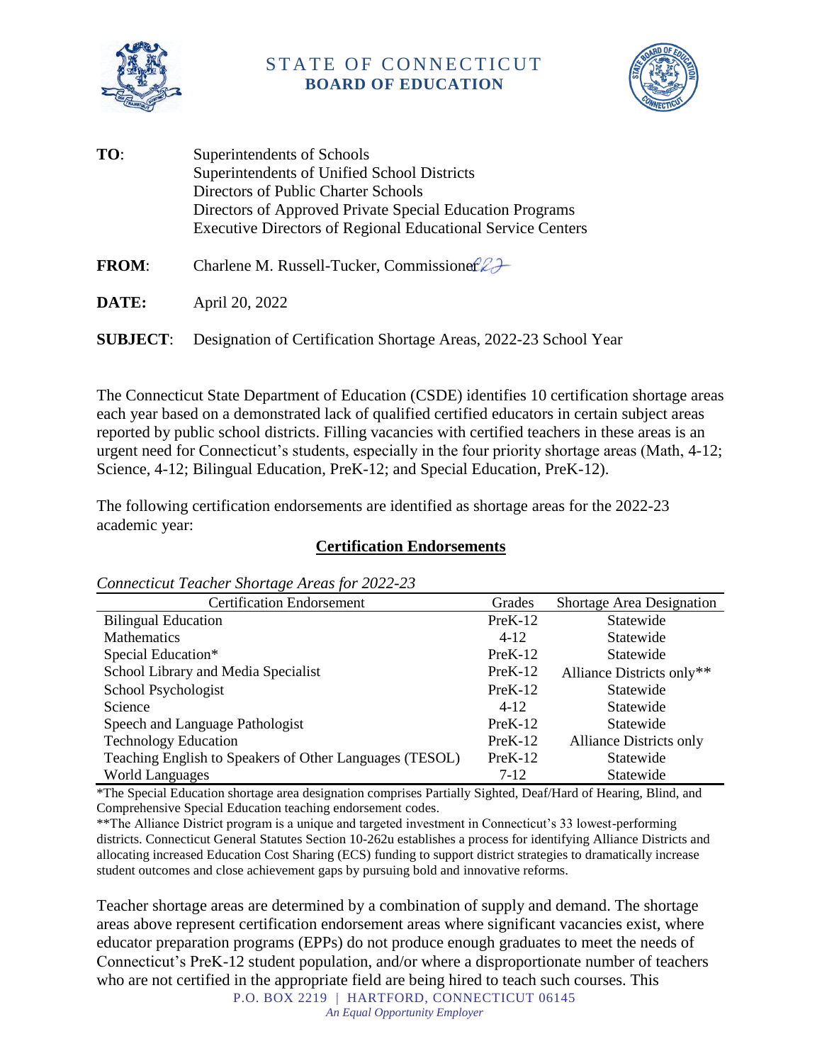# STATE OF CONNECTICUT
## BOARD OF EDUCATION

**TO**: Superintendents of Schools
Superintendents of Unified School Districts
Directors of Public Charter Schools
Directors of Approved Private Special Education Programs
Executive Directors of Regional Educational Service Centers

**FROM**: Charlene M. Russell-Tucker, Commissioner

**DATE:** April 20, 2022

**SUBJECT**: Designation of Certification Shortage Areas, 2022-23 School Year

The Connecticut State Department of Education (CSDE) identifies 10 certification shortage areas each year based on a demonstrated lack of qualified certified educators in certain subject areas reported by public school districts. Filling vacancies with certified teachers in these areas is an urgent need for Connecticut's students, especially in the four priority shortage areas (Math, 4-12; Science, 4-12; Bilingual Education, PreK-12; and Special Education, PreK-12).

The following certification endorsements are identified as shortage areas for the 2022-23 academic year:

**Certification Endorsements**

*Connecticut Teacher Shortage Areas for 2022-23*

| Certification Endorsement | Grades | Shortage Area Designation |
|---|---|---|
| Bilingual Education | PreK-12 | Statewide |
| Mathematics | 4-12 | Statewide |
| Special Education* | PreK-12 | Statewide |
| School Library and Media Specialist | PreK-12 | Alliance Districts only** |
| School Psychologist | PreK-12 | Statewide |
| Science | 4-12 | Statewide |
| Speech and Language Pathologist | PreK-12 | Statewide |
| Technology Education | PreK-12 | Alliance Districts only |
| Teaching English to Speakers of Other Languages (TESOL) | PreK-12 | Statewide |
| World Languages | 7-12 | Statewide |

*The Special Education shortage area designation comprises Partially Sighted, Deaf/Hard of Hearing, Blind, and Comprehensive Special Education teaching endorsement codes.

**The Alliance District program is a unique and targeted investment in Connecticut's 33 lowest-performing districts. Connecticut General Statutes Section 10-262u establishes a process for identifying Alliance Districts and allocating increased Education Cost Sharing (ECS) funding to support district strategies to dramatically increase student outcomes and close achievement gaps by pursuing bold and innovative reforms.

Teacher shortage areas are determined by a combination of supply and demand. The shortage areas above represent certification endorsement areas where significant vacancies exist, where educator preparation programs (EPPs) do not produce enough graduates to meet the needs of Connecticut's PreK-12 student population, and/or where a disproportionate number of teachers who are not certified in the appropriate field are being hired to teach such courses. This

P.O. BOX 2219 | HARTFORD, CONNECTICUT 06145
*An Equal Opportunity Employer*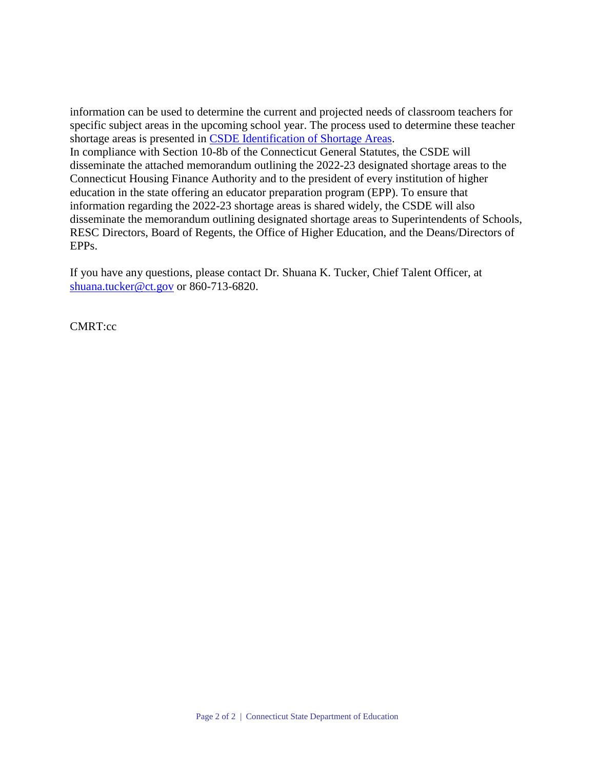information can be used to determine the current and projected needs of classroom teachers for specific subject areas in the upcoming school year. The process used to determine these teacher shortage areas is presented in CSDE Identification of Shortage Areas.

In compliance with Section 10-8b of the Connecticut General Statutes, the CSDE will disseminate the attached memorandum outlining the 2022-23 designated shortage areas to the Connecticut Housing Finance Authority and to the president of every institution of higher education in the state offering an educator preparation program (EPP). To ensure that information regarding the 2022-23 shortage areas is shared widely, the CSDE will also disseminate the memorandum outlining designated shortage areas to Superintendents of Schools, RESC Directors, Board of Regents, the Office of Higher Education, and the Deans/Directors of EPPs.

If you have any questions, please contact Dr. Shuana K. Tucker, Chief Talent Officer, at shuana.tucker@ct.gov or 860-713-6820.

CMRT:cc